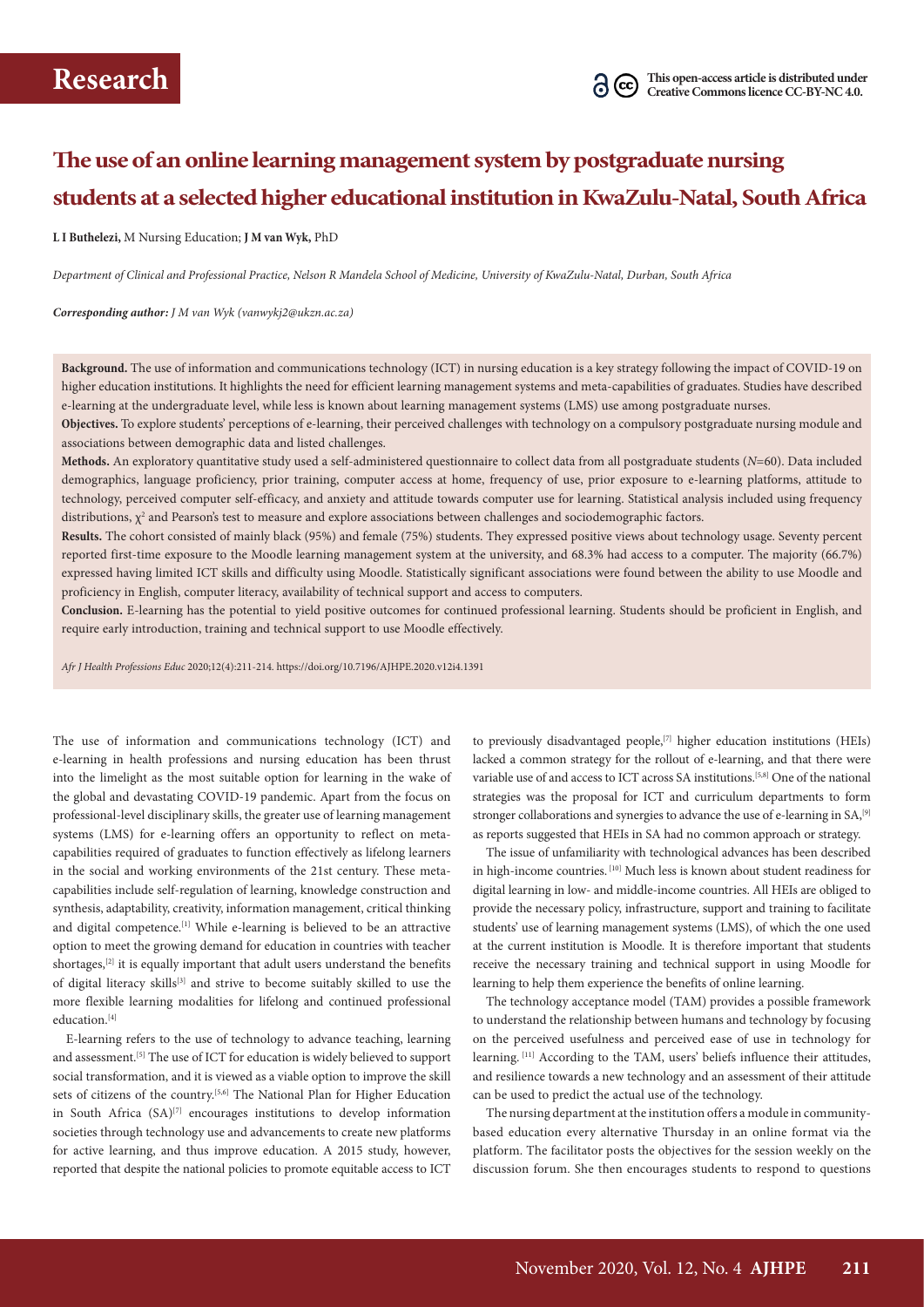# The use of an online learning management system by postgraduate nursing students at a selected higher educational institution in KwaZulu-Natal, South Africa

**L I Buthelezi,** M Nursing Education; **J M van Wyk,** PhD

*Department of Clinical and Professional Practice, Nelson R Mandela School of Medicine, University of KwaZulu-Natal, Durban, South Africa*

***Corresponding author:** J M van Wyk (vanwykj2@ukzn.ac.za)*

**Background.** The use of information and communications technology (ICT) in nursing education is a key strategy following the impact of COVID-19 on higher education institutions. It highlights the need for efficient learning management systems and meta-capabilities of graduates. Studies have described e-learning at the undergraduate level, while less is known about learning management systems (LMS) use among postgraduate nurses.

**Objectives.** To explore students' perceptions of e-learning, their perceived challenges with technology on a compulsory postgraduate nursing module and associations between demographic data and listed challenges.

**Methods.** An exploratory quantitative study used a self-administered questionnaire to collect data from all postgraduate students (*N*=60). Data included demographics, language proficiency, prior training, computer access at home, frequency of use, prior exposure to e-learning platforms, attitude to technology, perceived computer self-efficacy, and anxiety and attitude towards computer use for learning. Statistical analysis included using frequency distributions, $\chi^2$ and Pearson's test to measure and explore associations between challenges and sociodemographic factors.

**Results.** The cohort consisted of mainly black (95%) and female (75%) students. They expressed positive views about technology usage. Seventy percent reported first-time exposure to the Moodle learning management system at the university, and 68.3% had access to a computer. The majority (66.7%) expressed having limited ICT skills and difficulty using Moodle. Statistically significant associations were found between the ability to use Moodle and proficiency in English, computer literacy, availability of technical support and access to computers.

**Conclusion.** E-learning has the potential to yield positive outcomes for continued professional learning. Students should be proficient in English, and require early introduction, training and technical support to use Moodle effectively.

*Afr J Health Professions Educ* 2020;12(4):211-214. https://doi.org/10.7196/AJHPE.2020.v12i4.1391

The use of information and communications technology (ICT) and e-learning in health professions and nursing education has been thrust into the limelight as the most suitable option for learning in the wake of the global and devastating COVID-19 pandemic. Apart from the focus on professional-level disciplinary skills, the greater use of learning management systems (LMS) for e-learning offers an opportunity to reflect on meta-capabilities required of graduates to function effectively as lifelong learners in the social and working environments of the 21st century. These meta-capabilities include self-regulation of learning, knowledge construction and synthesis, adaptability, creativity, information management, critical thinking and digital competence.[1] While e-learning is believed to be an attractive option to meet the growing demand for education in countries with teacher shortages,[2] it is equally important that adult users understand the benefits of digital literacy skills[3] and strive to become suitably skilled to use the more flexible learning modalities for lifelong and continued professional education.[4]

E-learning refers to the use of technology to advance teaching, learning and assessment.[5] The use of ICT for education is widely believed to support social transformation, and it is viewed as a viable option to improve the skill sets of citizens of the country.[5,6] The National Plan for Higher Education in South Africa (SA)[7] encourages institutions to develop information societies through technology use and advancements to create new platforms for active learning, and thus improve education. A 2015 study, however, reported that despite the national policies to promote equitable access to ICT to previously disadvantaged people,[7] higher education institutions (HEIs) lacked a common strategy for the rollout of e-learning, and that there were variable use of and access to ICT across SA institutions.[5,8] One of the national strategies was the proposal for ICT and curriculum departments to form stronger collaborations and synergies to advance the use of e-learning in SA,[9] as reports suggested that HEIs in SA had no common approach or strategy.

The issue of unfamiliarity with technological advances has been described in high-income countries.[10] Much less is known about student readiness for digital learning in low- and middle-income countries. All HEIs are obliged to provide the necessary policy, infrastructure, support and training to facilitate students' use of learning management systems (LMS), of which the one used at the current institution is Moodle. It is therefore important that students receive the necessary training and technical support in using Moodle for learning to help them experience the benefits of online learning.

The technology acceptance model (TAM) provides a possible framework to understand the relationship between humans and technology by focusing on the perceived usefulness and perceived ease of use in technology for learning.[11] According to the TAM, users' beliefs influence their attitudes, and resilience towards a new technology and an assessment of their attitude can be used to predict the actual use of the technology.

The nursing department at the institution offers a module in community-based education every alternative Thursday in an online format via the platform. The facilitator posts the objectives for the session weekly on the discussion forum. She then encourages students to respond to questions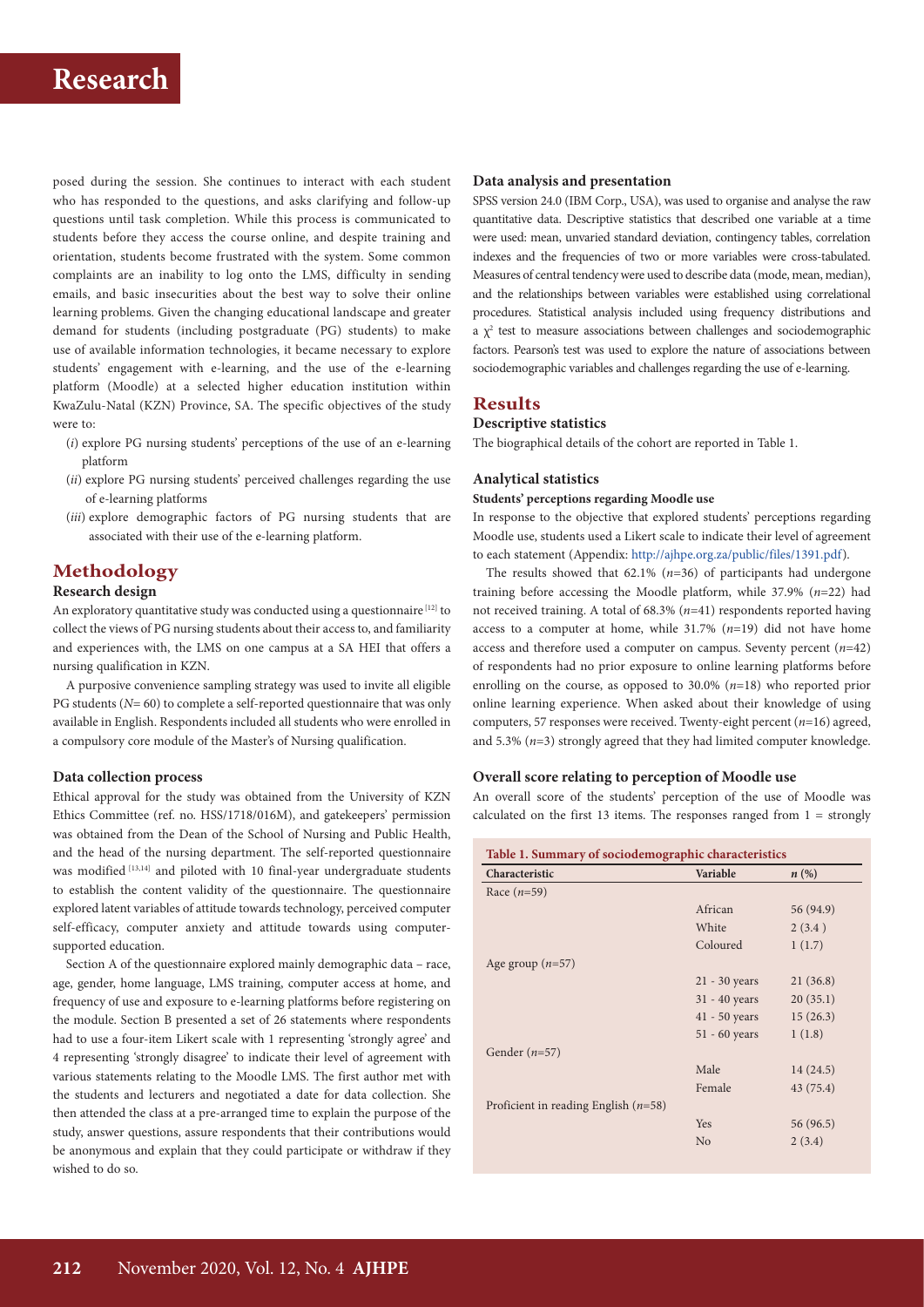posed during the session. She continues to interact with each student who has responded to the questions, and asks clarifying and follow-up questions until task completion. While this process is communicated to students before they access the course online, and despite training and orientation, students become frustrated with the system. Some common complaints are an inability to log onto the LMS, difficulty in sending emails, and basic insecurities about the best way to solve their online learning problems. Given the changing educational landscape and greater demand for students (including postgraduate (PG) students) to make use of available information technologies, it became necessary to explore students' engagement with e-learning, and the use of the e-learning platform (Moodle) at a selected higher education institution within KwaZulu-Natal (KZN) Province, SA. The specific objectives of the study were to:

- (*i*) explore PG nursing students' perceptions of the use of an e-learning platform
- (*ii*) explore PG nursing students' perceived challenges regarding the use of e-learning platforms
- (*iii*) explore demographic factors of PG nursing students that are associated with their use of the e-learning platform.

## Methodology

### Research design

An exploratory quantitative study was conducted using a questionnaire [12] to collect the views of PG nursing students about their access to, and familiarity and experiences with, the LMS on one campus at a SA HEI that offers a nursing qualification in KZN.

A purposive convenience sampling strategy was used to invite all eligible PG students ($N$= 60) to complete a self-reported questionnaire that was only available in English. Respondents included all students who were enrolled in a compulsory core module of the Master's of Nursing qualification.

### Data collection process

Ethical approval for the study was obtained from the University of KZN Ethics Committee (ref. no. HSS/1718/016M), and gatekeepers' permission was obtained from the Dean of the School of Nursing and Public Health, and the head of the nursing department. The self-reported questionnaire was modified [13,14] and piloted with 10 final-year undergraduate students to establish the content validity of the questionnaire. The questionnaire explored latent variables of attitude towards technology, perceived computer self-efficacy, computer anxiety and attitude towards using computer-supported education.

Section A of the questionnaire explored mainly demographic data – race, age, gender, home language, LMS training, computer access at home, and frequency of use and exposure to e-learning platforms before registering on the module. Section B presented a set of 26 statements where respondents had to use a four-item Likert scale with 1 representing 'strongly agree' and 4 representing 'strongly disagree' to indicate their level of agreement with various statements relating to the Moodle LMS. The first author met with the students and lecturers and negotiated a date for data collection. She then attended the class at a pre-arranged time to explain the purpose of the study, answer questions, assure respondents that their contributions would be anonymous and explain that they could participate or withdraw if they wished to do so.

### Data analysis and presentation

SPSS version 24.0 (IBM Corp., USA), was used to organise and analyse the raw quantitative data. Descriptive statistics that described one variable at a time were used: mean, unvaried standard deviation, contingency tables, correlation indexes and the frequencies of two or more variables were cross-tabulated. Measures of central tendency were used to describe data (mode, mean, median), and the relationships between variables were established using correlational procedures. Statistical analysis included using frequency distributions and a $\chi^2$ test to measure associations between challenges and sociodemographic factors. Pearson's test was used to explore the nature of associations between sociodemographic variables and challenges regarding the use of e-learning.

## Results

### Descriptive statistics

The biographical details of the cohort are reported in Table 1.

### Analytical statistics

#### Students' perceptions regarding Moodle use

In response to the objective that explored students' perceptions regarding Moodle use, students used a Likert scale to indicate their level of agreement to each statement (Appendix: http://ajhpe.org.za/public/files/1391.pdf).

The results showed that 62.1% ($n$=36) of participants had undergone training before accessing the Moodle platform, while 37.9% ($n$=22) had not received training. A total of 68.3% ($n$=41) respondents reported having access to a computer at home, while 31.7% ($n$=19) did not have home access and therefore used a computer on campus. Seventy percent ($n$=42) of respondents had no prior exposure to online learning platforms before enrolling on the course, as opposed to 30.0% ($n$=18) who reported prior online learning experience. When asked about their knowledge of using computers, 57 responses were received. Twenty-eight percent ($n$=16) agreed, and 5.3% ($n$=3) strongly agreed that they had limited computer knowledge.

### Overall score relating to perception of Moodle use

An overall score of the students' perception of the use of Moodle was calculated on the first 13 items. The responses ranged from 1 = strongly

**Table 1. Summary of sociodemographic characteristics**

| Characteristic | Variable | *n* (%) |
|---|---|---|
| Race (*n*=59) | | |
| | African | 56 (94.9) |
| | White | 2 (3.4 ) |
| | Coloured | 1 (1.7) |
| Age group (*n*=57) | | |
| | 21 - 30 years | 21 (36.8) |
| | 31 - 40 years | 20 (35.1) |
| | 41 - 50 years | 15 (26.3) |
| | 51 - 60 years | 1 (1.8) |
| Gender (*n*=57) | | |
| | Male | 14 (24.5) |
| | Female | 43 (75.4) |
| Proficient in reading English (*n*=58) | | |
| | Yes | 56 (96.5) |
| | No | 2 (3.4) |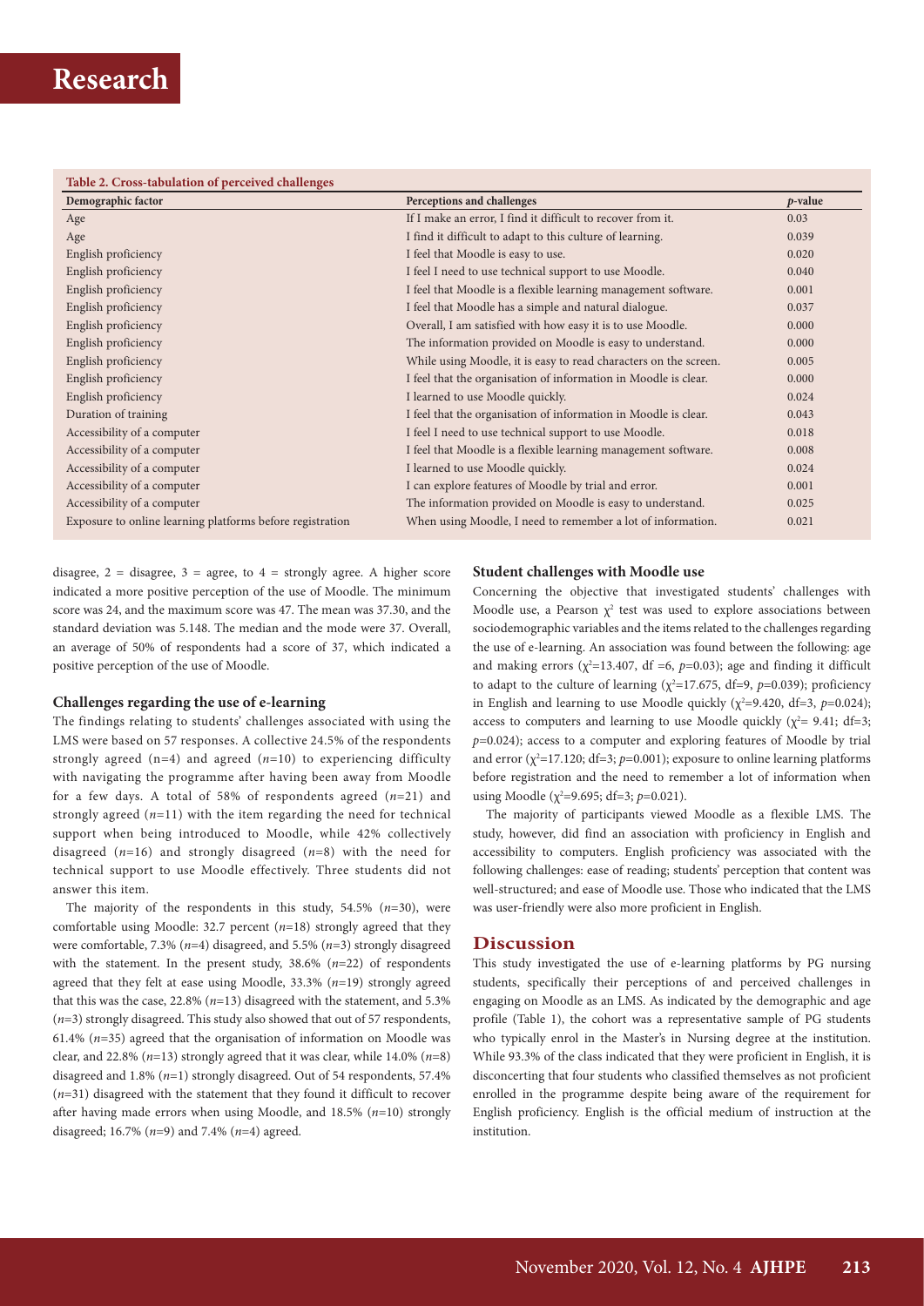**Table 2. Cross-tabulation of perceived challenges**

| Demographic factor | Perceptions and challenges | *p*-value |
|---|---|---|
| Age | If I make an error, I find it difficult to recover from it. | 0.03 |
| Age | I find it difficult to adapt to this culture of learning. | 0.039 |
| English proficiency | I feel that Moodle is easy to use. | 0.020 |
| English proficiency | I feel I need to use technical support to use Moodle. | 0.040 |
| English proficiency | I feel that Moodle is a flexible learning management software. | 0.001 |
| English proficiency | I feel that Moodle has a simple and natural dialogue. | 0.037 |
| English proficiency | Overall, I am satisfied with how easy it is to use Moodle. | 0.000 |
| English proficiency | The information provided on Moodle is easy to understand. | 0.000 |
| English proficiency | While using Moodle, it is easy to read characters on the screen. | 0.005 |
| English proficiency | I feel that the organisation of information in Moodle is clear. | 0.000 |
| English proficiency | I learned to use Moodle quickly. | 0.024 |
| Duration of training | I feel that the organisation of information in Moodle is clear. | 0.043 |
| Accessibility of a computer | I feel I need to use technical support to use Moodle. | 0.018 |
| Accessibility of a computer | I feel that Moodle is a flexible learning management software. | 0.008 |
| Accessibility of a computer | I learned to use Moodle quickly. | 0.024 |
| Accessibility of a computer | I can explore features of Moodle by trial and error. | 0.001 |
| Accessibility of a computer | The information provided on Moodle is easy to understand. | 0.025 |
| Exposure to online learning platforms before registration | When using Moodle, I need to remember a lot of information. | 0.021 |

disagree, 2 = disagree, 3 = agree, to 4 = strongly agree. A higher score indicated a more positive perception of the use of Moodle. The minimum score was 24, and the maximum score was 47. The mean was 37.30, and the standard deviation was 5.148. The median and the mode were 37. Overall, an average of 50% of respondents had a score of 37, which indicated a positive perception of the use of Moodle.

### Challenges regarding the use of e-learning

The findings relating to students' challenges associated with using the LMS were based on 57 responses. A collective 24.5% of the respondents strongly agreed (n=4) and agreed (*n*=10) to experiencing difficulty with navigating the programme after having been away from Moodle for a few days. A total of 58% of respondents agreed (*n*=21) and strongly agreed (*n*=11) with the item regarding the need for technical support when being introduced to Moodle, while 42% collectively disagreed (*n*=16) and strongly disagreed (*n*=8) with the need for technical support to use Moodle effectively. Three students did not answer this item.

The majority of the respondents in this study, 54.5% (*n*=30), were comfortable using Moodle: 32.7 percent (*n*=18) strongly agreed that they were comfortable, 7.3% (*n*=4) disagreed, and 5.5% (*n*=3) strongly disagreed with the statement. In the present study, 38.6% (*n*=22) of respondents agreed that they felt at ease using Moodle, 33.3% (*n*=19) strongly agreed that this was the case, 22.8% (*n*=13) disagreed with the statement, and 5.3% (*n*=3) strongly disagreed. This study also showed that out of 57 respondents, 61.4% (*n*=35) agreed that the organisation of information on Moodle was clear, and 22.8% (*n*=13) strongly agreed that it was clear, while 14.0% (*n*=8) disagreed and 1.8% (*n*=1) strongly disagreed. Out of 54 respondents, 57.4% (*n*=31) disagreed with the statement that they found it difficult to recover after having made errors when using Moodle, and 18.5% (*n*=10) strongly disagreed; 16.7% (*n*=9) and 7.4% (*n*=4) agreed.

### Student challenges with Moodle use

Concerning the objective that investigated students' challenges with Moodle use, a Pearson $\chi^2$ test was used to explore associations between sociodemographic variables and the items related to the challenges regarding the use of e-learning. An association was found between the following: age and making errors ($\chi^2$=13.407, df =6, *p*=0.03); age and finding it difficult to adapt to the culture of learning ($\chi^2$=17.675, df=9, *p*=0.039); proficiency in English and learning to use Moodle quickly ($\chi^2$=9.420, df=3, *p*=0.024); access to computers and learning to use Moodle quickly ($\chi^2$= 9.41; df=3; *p*=0.024); access to a computer and exploring features of Moodle by trial and error ($\chi^2$=17.120; df=3; *p*=0.001); exposure to online learning platforms before registration and the need to remember a lot of information when using Moodle ($\chi^2$=9.695; df=3; *p*=0.021).

The majority of participants viewed Moodle as a flexible LMS. The study, however, did find an association with proficiency in English and accessibility to computers. English proficiency was associated with the following challenges: ease of reading; students' perception that content was well-structured; and ease of Moodle use. Those who indicated that the LMS was user-friendly were also more proficient in English.

## Discussion

This study investigated the use of e-learning platforms by PG nursing students, specifically their perceptions of and perceived challenges in engaging on Moodle as an LMS. As indicated by the demographic and age profile (Table 1), the cohort was a representative sample of PG students who typically enrol in the Master's in Nursing degree at the institution. While 93.3% of the class indicated that they were proficient in English, it is disconcerting that four students who classified themselves as not proficient enrolled in the programme despite being aware of the requirement for English proficiency. English is the official medium of instruction at the institution.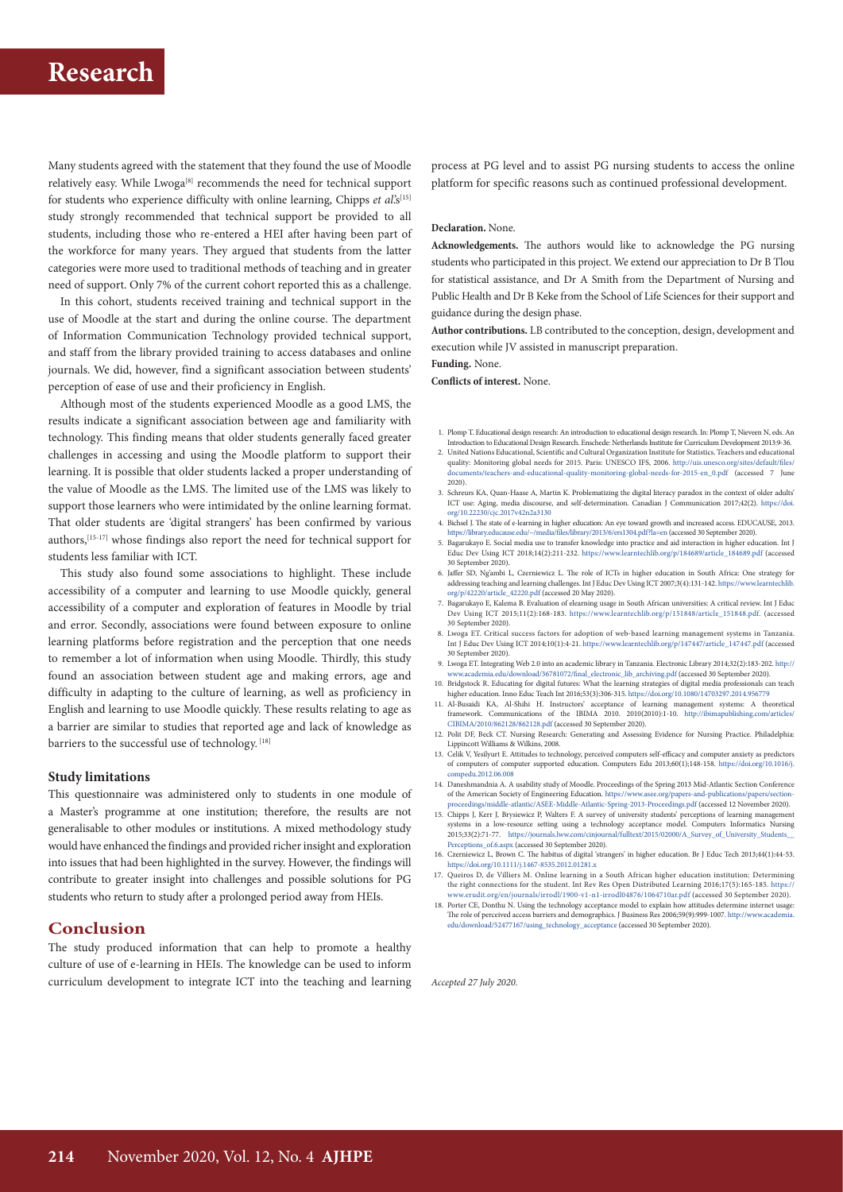Many students agreed with the statement that they found the use of Moodle relatively easy. While Lwoga[8] recommends the need for technical support for students who experience difficulty with online learning, Chipps *et al*.'s[15] study strongly recommended that technical support be provided to all students, including those who re-entered a HEI after having been part of the workforce for many years. They argued that students from the latter categories were more used to traditional methods of teaching and in greater need of support. Only 7% of the current cohort reported this as a challenge.

In this cohort, students received training and technical support in the use of Moodle at the start and during the online course. The department of Information Communication Technology provided technical support, and staff from the library provided training to access databases and online journals. We did, however, find a significant association between students' perception of ease of use and their proficiency in English.

Although most of the students experienced Moodle as a good LMS, the results indicate a significant association between age and familiarity with technology. This finding means that older students generally faced greater challenges in accessing and using the Moodle platform to support their learning. It is possible that older students lacked a proper understanding of the value of Moodle as the LMS. The limited use of the LMS was likely to support those learners who were intimidated by the online learning format. That older students are 'digital strangers' has been confirmed by various authors,[15-17] whose findings also report the need for technical support for students less familiar with ICT.

This study also found some associations to highlight. These include accessibility of a computer and learning to use Moodle quickly, general accessibility of a computer and exploration of features in Moodle by trial and error. Secondly, associations were found between exposure to online learning platforms before registration and the perception that one needs to remember a lot of information when using Moodle. Thirdly, this study found an association between student age and making errors, age and difficulty in adapting to the culture of learning, as well as proficiency in English and learning to use Moodle quickly. These results relating to age as a barrier are similar to studies that reported age and lack of knowledge as barriers to the successful use of technology.[18]

### Study limitations

This questionnaire was administered only to students in one module of a Master's programme at one institution; therefore, the results are not generalisable to other modules or institutions. A mixed methodology study would have enhanced the findings and provided richer insight and exploration into issues that had been highlighted in the survey. However, the findings will contribute to greater insight into challenges and possible solutions for PG students who return to study after a prolonged period away from HEIs.

## Conclusion

The study produced information that can help to promote a healthy culture of use of e-learning in HEIs. The knowledge can be used to inform curriculum development to integrate ICT into the teaching and learning process at PG level and to assist PG nursing students to access the online platform for specific reasons such as continued professional development.

**Declaration.** None.

**Acknowledgements.** The authors would like to acknowledge the PG nursing students who participated in this project. We extend our appreciation to Dr B Tlou for statistical assistance, and Dr A Smith from the Department of Nursing and Public Health and Dr B Keke from the School of Life Sciences for their support and guidance during the design phase.

**Author contributions.** LB contributed to the conception, design, development and execution while JV assisted in manuscript preparation.

**Funding.** None.

**Conflicts of interest.** None.

1. Plomp T. Educational design research: An introduction to educational design research. In: Plomp T, Nieveen N, eds. An Introduction to Educational Design Research. Enschede: Netherlands Institute for Curriculum Development 2013:9-36.
2. United Nations Educational, Scientific and Cultural Organization Institute for Statistics. Teachers and educational quality: Monitoring global needs for 2015. Paris: UNESCO IFS, 2006. http://uis.unesco.org/sites/default/files/documents/teachers-and-educational-quality-monitoring-global-needs-for-2015-en_0.pdf (accessed 7 June 2020).
3. Schreurs KA, Quan-Haase A, Martin K. Problematizing the digital literacy paradox in the context of older adults' ICT use: Aging, media discourse, and self-determination. Canadian J Communication 2017;42(2). https://doi.org/10.22230/cjc.2017v42n2a3130
4. Bichsel J. The state of e-learning in higher education: An eye toward growth and increased access. EDUCAUSE, 2013. https://library.educause.edu/~/media/files/library/2013/6/ers1304.pdf?la=en (accessed 30 September 2020).
5. Bagarukayo E. Social media use to transfer knowledge into practice and aid interaction in higher education. Int J Educ Dev Using ICT 2018;14(2):211-232. https://www.learntechlib.org/p/184689/article_184689.pdf (accessed 30 September 2020).
6. Jaffer SD, Ng'ambi L, Czerniewicz L. The role of ICTs in higher education in South Africa: One strategy for addressing teaching and learning challenges. Int J Educ Dev Using ICT 2007;3(4):131-142. https://www.learntechlib.org/p/42220/article_42220.pdf (accessed 20 May 2020).
7. Bagarukayo E, Kalema B. Evaluation of elearning usage in South African universities: A critical review. Int J Educ Dev Using ICT 2015;11(2):168-183. https://www.learntechlib.org/p/151848/article_151848.pdf. (accessed 30 September 2020).
8. Lwoga ET. Critical success factors for adoption of web-based learning management systems in Tanzania. Int J Educ Dev Using ICT 2014;10(1):4-21. https://www.learntechlib.org/p/147447/article_147447.pdf (accessed 30 September 2020).
9. Lwoga ET. Integrating Web 2.0 into an academic library in Tanzania. Electronic Library 2014;32(2):183-202. http://www.academia.edu/download/36781072/final_electronic_lib_archiving.pdf (accessed 30 September 2020).
10. Bridgstock R. Educating for digital futures: What the learning strategies of digital media professionals can teach higher education. Inno Educ Teach Int 2016;53(3):306-315. https://doi.org/10.1080/14703297.2014.956779
11. Al-Busaidi KA, Al-Shihi H. Instructors' acceptance of learning management systems: A theoretical framework. Communications of the IBIMA 2010. 2010(2010):1-10. http://ibimapublishing.com/articles/CIBIMA/2010/862128/862128.pdf (accessed 30 September 2020).
12. Polit DF, Beck CT. Nursing Research: Generating and Assessing Evidence for Nursing Practice. Philadelphia: Lippincott Williams & Wilkins, 2008.
13. Celik V, Yesilyurt E. Attitudes to technology, perceived computers self-efficacy and computer anxiety as predictors of computers of computer supported education. Computers Edu 2013;60(1);148-158. https://doi.org/10.1016/j.compedu.2012.06.008
14. Daneshmandnia A. A usability study of Moodle. Proceedings of the Spring 2013 Mid-Atlantic Section Conference of the American Society of Engineering Education. https://www.asee.org/papers-and-publications/papers/section-proceedings/middle-atlantic/ASEE-Middle-Atlantic-Spring-2013-Proceedings.pdf (accessed 12 November 2020).
15. Chipps J, Kerr J, Brysiewicz P, Walters F. A survey of university students' perceptions of learning management systems in a low-resource setting using a technology acceptance model. Computers Informatics Nursing 2015;33(2):71-77. https://journals.lww.com/cinjournal/fulltext/2015/02000/A_Survey_of_University_Students__Perceptions_of.6.aspx (accessed 30 September 2020).
16. Czerniewicz L, Brown C. The habitus of digital 'strangers' in higher education. Br J Educ Tech 2013;44(1):44-53. https://doi.org/10.1111/j.1467-8535.2012.01281.x
17. Queiros D, de Villiers M. Online learning in a South African higher education institution: Determining the right connections for the student. Int Rev Res Open Distributed Learning 2016;17(5):165-185. https://www.erudit.org/en/journals/irrodl/1900-v1-n1-irrodl04876/1064710ar.pdf (accessed 30 September 2020).
18. Porter CE, Donthu N. Using the technology acceptance model to explain how attitudes determine internet usage: The role of perceived access barriers and demographics. J Business Res 2006;59(9):999-1007. http://www.academia.edu/download/52477167/using_technology_acceptance (accessed 30 September 2020).

*Accepted 27 July 2020.*